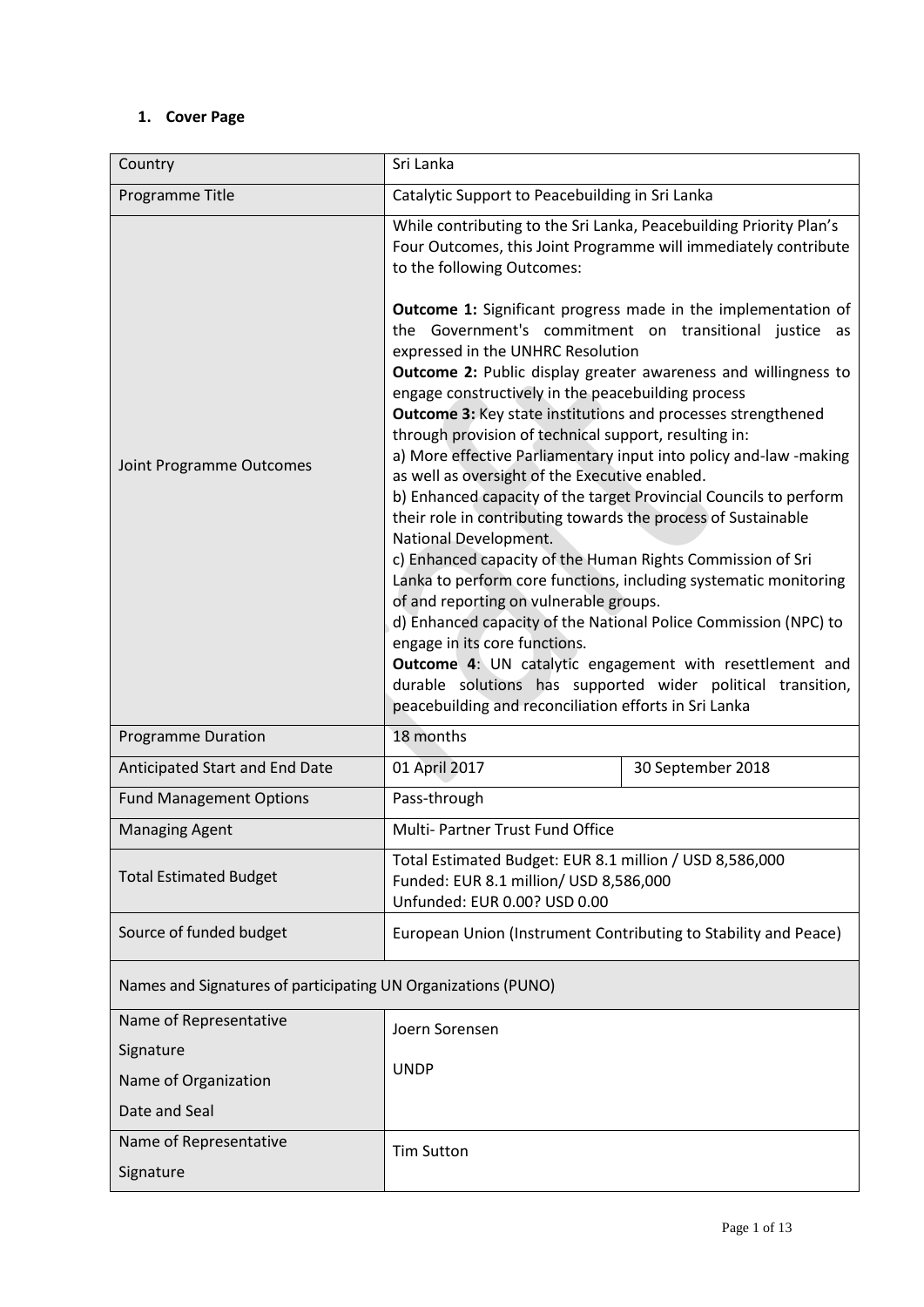## 1. Cover Page

| Country | Sri Lanka | |
|---|---|---|
| Programme Title | Catalytic Support to Peacebuilding in Sri Lanka | |
| Joint Programme Outcomes | While contributing to the Sri Lanka, Peacebuilding Priority Plan's Four Outcomes, this Joint Programme will immediately contribute to the following Outcomes:<br><br>**Outcome 1:** Significant progress made in the implementation of the Government's commitment on transitional justice as expressed in the UNHRC Resolution<br>**Outcome 2:** Public display greater awareness and willingness to engage constructively in the peacebuilding process<br>**Outcome 3:** Key state institutions and processes strengthened through provision of technical support, resulting in:<br>a) More effective Parliamentary input into policy and-law -making as well as oversight of the Executive enabled.<br>b) Enhanced capacity of the target Provincial Councils to perform their role in contributing towards the process of Sustainable National Development.<br>c) Enhanced capacity of the Human Rights Commission of Sri Lanka to perform core functions, including systematic monitoring of and reporting on vulnerable groups.<br>d) Enhanced capacity of the National Police Commission (NPC) to engage in its core functions.<br>**Outcome 4**: UN catalytic engagement with resettlement and durable solutions has supported wider political transition, peacebuilding and reconciliation efforts in Sri Lanka | |
| Programme Duration | 18 months | |
| Anticipated Start and End Date | 01 April 2017 | 30 September 2018 |
| Fund Management Options | Pass-through | |
| Managing Agent | Multi- Partner Trust Fund Office | |
| Total Estimated Budget | Total Estimated Budget: EUR 8.1 million / USD 8,586,000<br>Funded: EUR 8.1 million/ USD 8,586,000<br>Unfunded: EUR 0.00? USD 0.00 | |
| Source of funded budget | European Union (Instrument Contributing to Stability and Peace) | |
| Names and Signatures of participating UN Organizations (PUNO) | | |
| Name of Representative<br>Signature<br>Name of Organization<br>Date and Seal | Joern Sorensen<br><br>UNDP | |
| Name of Representative<br>Signature | Tim Sutton | |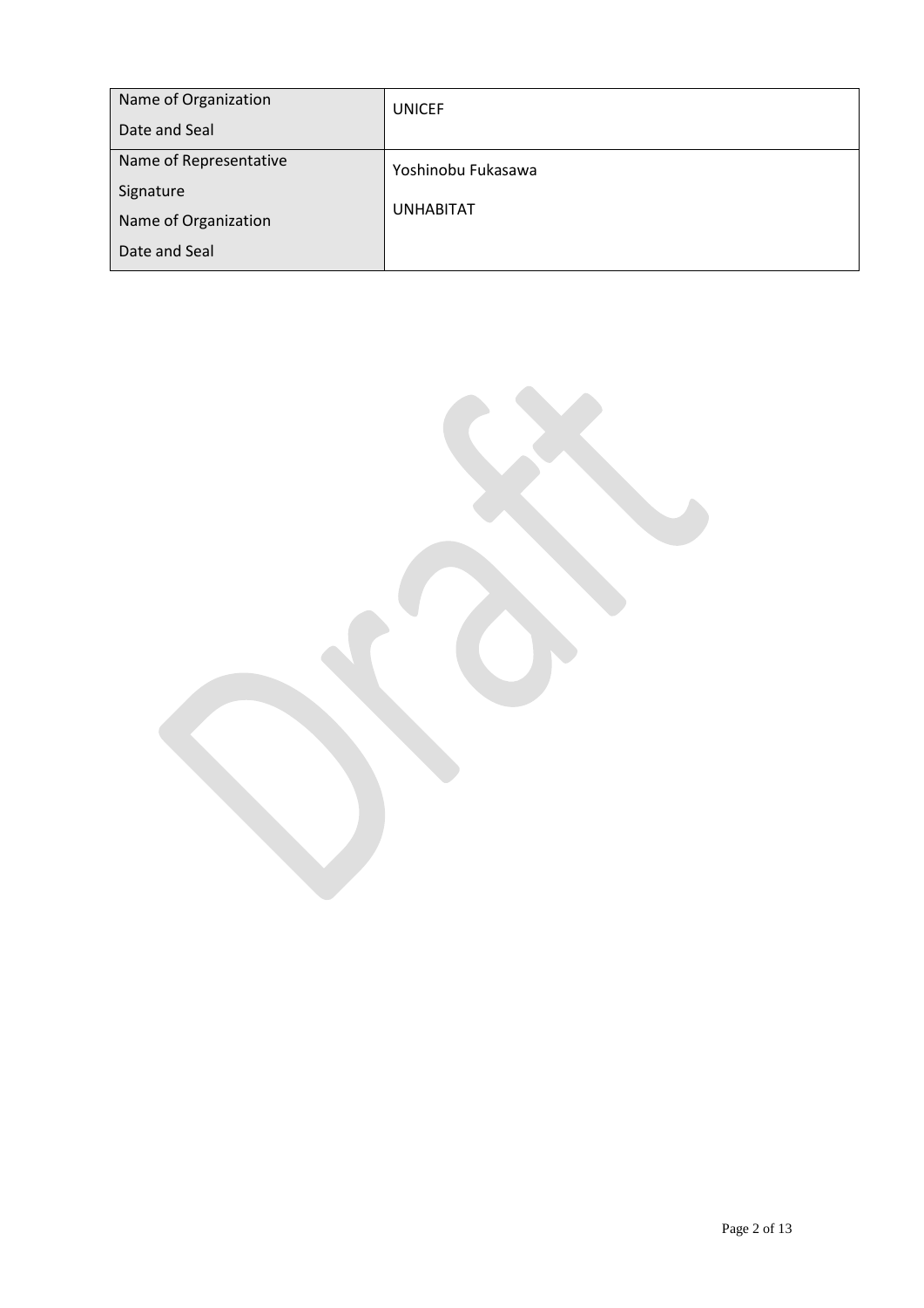| | |
|---|---|
| Name of Organization<br>Date and Seal | UNICEF |
| Name of Representative<br>Signature<br>Name of Organization<br>Date and Seal | Yoshinobu Fukasawa<br><br>UNHABITAT |

Draft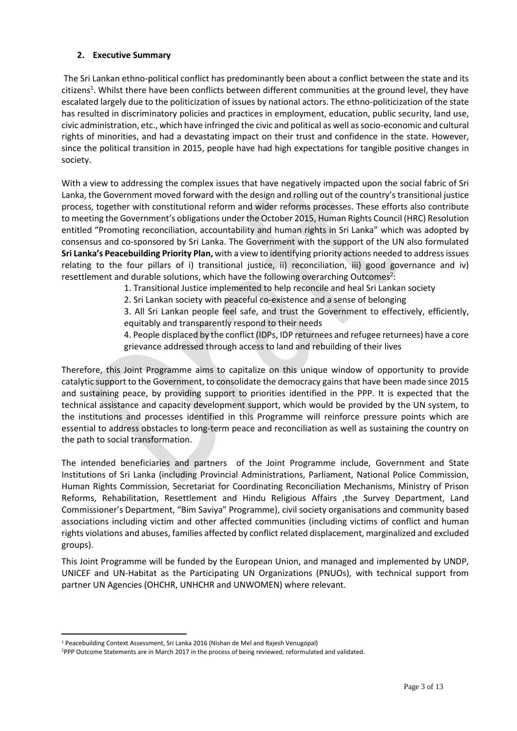## 2. Executive Summary

The Sri Lankan ethno-political conflict has predominantly been about a conflict between the state and its citizens[1]. Whilst there have been conflicts between different communities at the ground level, they have escalated largely due to the politicization of issues by national actors. The ethno-politicization of the state has resulted in discriminatory policies and practices in employment, education, public security, land use, civic administration, etc., which have infringed the civic and political as well as socio-economic and cultural rights of minorities, and had a devastating impact on their trust and confidence in the state. However, since the political transition in 2015, people have had high expectations for tangible positive changes in society.

With a view to addressing the complex issues that have negatively impacted upon the social fabric of Sri Lanka, the Government moved forward with the design and rolling out of the country's transitional justice process, together with constitutional reform and wider reforms processes. These efforts also contribute to meeting the Government's obligations under the October 2015, Human Rights Council (HRC) Resolution entitled "Promoting reconciliation, accountability and human rights in Sri Lanka" which was adopted by consensus and co-sponsored by Sri Lanka. The Government with the support of the UN also formulated **Sri Lanka's Peacebuilding Priority Plan,** with a view to identifying priority actions needed to address issues relating to the four pillars of i) transitional justice, ii) reconciliation, iii) good governance and iv) resettlement and durable solutions, which have the following overarching Outcomes[2]:

1. Transitional Justice implemented to help reconcile and heal Sri Lankan society
2. Sri Lankan society with peaceful co-existence and a sense of belonging
3. All Sri Lankan people feel safe, and trust the Government to effectively, efficiently, equitably and transparently respond to their needs
4. People displaced by the conflict (IDPs, IDP returnees and refugee returnees) have a core grievance addressed through access to land and rebuilding of their lives

Therefore, this Joint Programme aims to capitalize on this unique window of opportunity to provide catalytic support to the Government, to consolidate the democracy gains that have been made since 2015 and sustaining peace, by providing support to priorities identified in the PPP. It is expected that the technical assistance and capacity development support, which would be provided by the UN system, to the institutions and processes identified in this Programme will reinforce pressure points which are essential to address obstacles to long-term peace and reconciliation as well as sustaining the country on the path to social transformation.

The intended beneficiaries and partners of the Joint Programme include, Government and State Institutions of Sri Lanka (including Provincial Administrations, Parliament, National Police Commission, Human Rights Commission, Secretariat for Coordinating Reconciliation Mechanisms, Ministry of Prison Reforms, Rehabilitation, Resettlement and Hindu Religious Affairs ,the Survey Department, Land Commissioner's Department, "Bim Saviya" Programme), civil society organisations and community based associations including victim and other affected communities (including victims of conflict and human rights violations and abuses, families affected by conflict related displacement, marginalized and excluded groups).

This Joint Programme will be funded by the European Union, and managed and implemented by UNDP, UNICEF and UN-Habitat as the Participating UN Organizations (PNUOs), with technical support from partner UN Agencies (OHCHR, UNHCHR and UNWOMEN) where relevant.

---

[1] Peacebuilding Context Assessment, Sri Lanka 2016 (Nishan de Mel and Rajesh Venugopal)

[2] PPP Outcome Statements are in March 2017 in the process of being reviewed, reformulated and validated.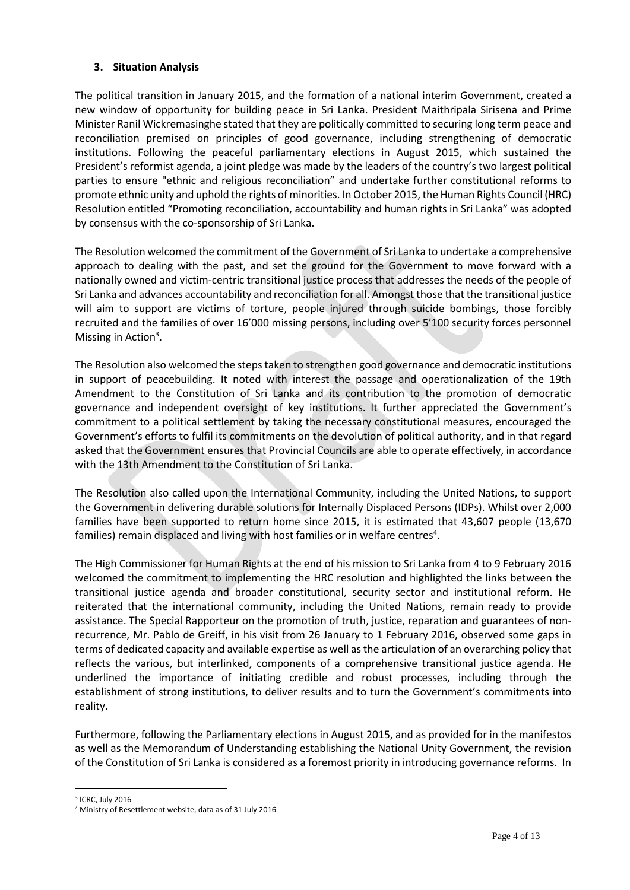### 3. Situation Analysis

The political transition in January 2015, and the formation of a national interim Government, created a new window of opportunity for building peace in Sri Lanka. President Maithripala Sirisena and Prime Minister Ranil Wickremasinghe stated that they are politically committed to securing long term peace and reconciliation premised on principles of good governance, including strengthening of democratic institutions. Following the peaceful parliamentary elections in August 2015, which sustained the President's reformist agenda, a joint pledge was made by the leaders of the country's two largest political parties to ensure "ethnic and religious reconciliation" and undertake further constitutional reforms to promote ethnic unity and uphold the rights of minorities. In October 2015, the Human Rights Council (HRC) Resolution entitled "Promoting reconciliation, accountability and human rights in Sri Lanka" was adopted by consensus with the co-sponsorship of Sri Lanka.

The Resolution welcomed the commitment of the Government of Sri Lanka to undertake a comprehensive approach to dealing with the past, and set the ground for the Government to move forward with a nationally owned and victim-centric transitional justice process that addresses the needs of the people of Sri Lanka and advances accountability and reconciliation for all. Amongst those that the transitional justice will aim to support are victims of torture, people injured through suicide bombings, those forcibly recruited and the families of over 16'000 missing persons, including over 5'100 security forces personnel Missing in Action[3].

The Resolution also welcomed the steps taken to strengthen good governance and democratic institutions in support of peacebuilding. It noted with interest the passage and operationalization of the 19th Amendment to the Constitution of Sri Lanka and its contribution to the promotion of democratic governance and independent oversight of key institutions. It further appreciated the Government's commitment to a political settlement by taking the necessary constitutional measures, encouraged the Government's efforts to fulfil its commitments on the devolution of political authority, and in that regard asked that the Government ensures that Provincial Councils are able to operate effectively, in accordance with the 13th Amendment to the Constitution of Sri Lanka.

The Resolution also called upon the International Community, including the United Nations, to support the Government in delivering durable solutions for Internally Displaced Persons (IDPs). Whilst over 2,000 families have been supported to return home since 2015, it is estimated that 43,607 people (13,670 families) remain displaced and living with host families or in welfare centres[4].

The High Commissioner for Human Rights at the end of his mission to Sri Lanka from 4 to 9 February 2016 welcomed the commitment to implementing the HRC resolution and highlighted the links between the transitional justice agenda and broader constitutional, security sector and institutional reform. He reiterated that the international community, including the United Nations, remain ready to provide assistance. The Special Rapporteur on the promotion of truth, justice, reparation and guarantees of non-recurrence, Mr. Pablo de Greiff, in his visit from 26 January to 1 February 2016, observed some gaps in terms of dedicated capacity and available expertise as well as the articulation of an overarching policy that reflects the various, but interlinked, components of a comprehensive transitional justice agenda. He underlined the importance of initiating credible and robust processes, including through the establishment of strong institutions, to deliver results and to turn the Government's commitments into reality.

Furthermore, following the Parliamentary elections in August 2015, and as provided for in the manifestos as well as the Memorandum of Understanding establishing the National Unity Government, the revision of the Constitution of Sri Lanka is considered as a foremost priority in introducing governance reforms. In

---

[3] ICRC, July 2016

[4] Ministry of Resettlement website, data as of 31 July 2016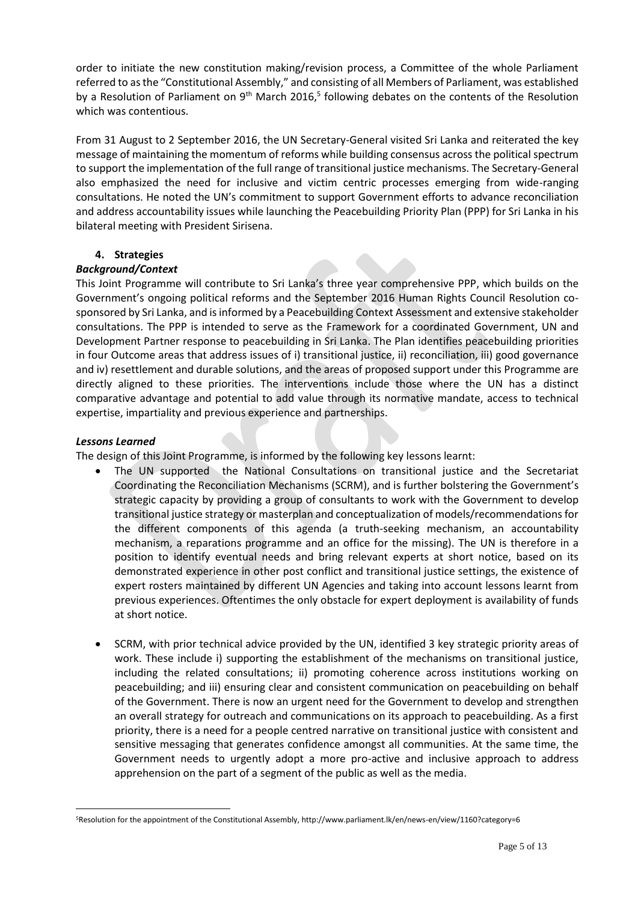order to initiate the new constitution making/revision process, a Committee of the whole Parliament referred to as the "Constitutional Assembly," and consisting of all Members of Parliament, was established by a Resolution of Parliament on 9th March 2016,[5] following debates on the contents of the Resolution which was contentious.

From 31 August to 2 September 2016, the UN Secretary-General visited Sri Lanka and reiterated the key message of maintaining the momentum of reforms while building consensus across the political spectrum to support the implementation of the full range of transitional justice mechanisms. The Secretary-General also emphasized the need for inclusive and victim centric processes emerging from wide-ranging consultations. He noted the UN's commitment to support Government efforts to advance reconciliation and address accountability issues while launching the Peacebuilding Priority Plan (PPP) for Sri Lanka in his bilateral meeting with President Sirisena.

## 4. Strategies

***Background/Context***

This Joint Programme will contribute to Sri Lanka's three year comprehensive PPP, which builds on the Government's ongoing political reforms and the September 2016 Human Rights Council Resolution co-sponsored by Sri Lanka, and is informed by a Peacebuilding Context Assessment and extensive stakeholder consultations. The PPP is intended to serve as the Framework for a coordinated Government, UN and Development Partner response to peacebuilding in Sri Lanka. The Plan identifies peacebuilding priorities in four Outcome areas that address issues of i) transitional justice, ii) reconciliation, iii) good governance and iv) resettlement and durable solutions, and the areas of proposed support under this Programme are directly aligned to these priorities. The interventions include those where the UN has a distinct comparative advantage and potential to add value through its normative mandate, access to technical expertise, impartiality and previous experience and partnerships.

***Lessons Learned***

The design of this Joint Programme, is informed by the following key lessons learnt:

- The UN supported the National Consultations on transitional justice and the Secretariat Coordinating the Reconciliation Mechanisms (SCRM), and is further bolstering the Government's strategic capacity by providing a group of consultants to work with the Government to develop transitional justice strategy or masterplan and conceptualization of models/recommendations for the different components of this agenda (a truth-seeking mechanism, an accountability mechanism, a reparations programme and an office for the missing). The UN is therefore in a position to identify eventual needs and bring relevant experts at short notice, based on its demonstrated experience in other post conflict and transitional justice settings, the existence of expert rosters maintained by different UN Agencies and taking into account lessons learnt from previous experiences. Oftentimes the only obstacle for expert deployment is availability of funds at short notice.

- SCRM, with prior technical advice provided by the UN, identified 3 key strategic priority areas of work. These include i) supporting the establishment of the mechanisms on transitional justice, including the related consultations; ii) promoting coherence across institutions working on peacebuilding; and iii) ensuring clear and consistent communication on peacebuilding on behalf of the Government. There is now an urgent need for the Government to develop and strengthen an overall strategy for outreach and communications on its approach to peacebuilding. As a first priority, there is a need for a people centred narrative on transitional justice with consistent and sensitive messaging that generates confidence amongst all communities. At the same time, the Government needs to urgently adopt a more pro-active and inclusive approach to address apprehension on the part of a segment of the public as well as the media.

---

[5] Resolution for the appointment of the Constitutional Assembly, http://www.parliament.lk/en/news-en/view/1160?category=6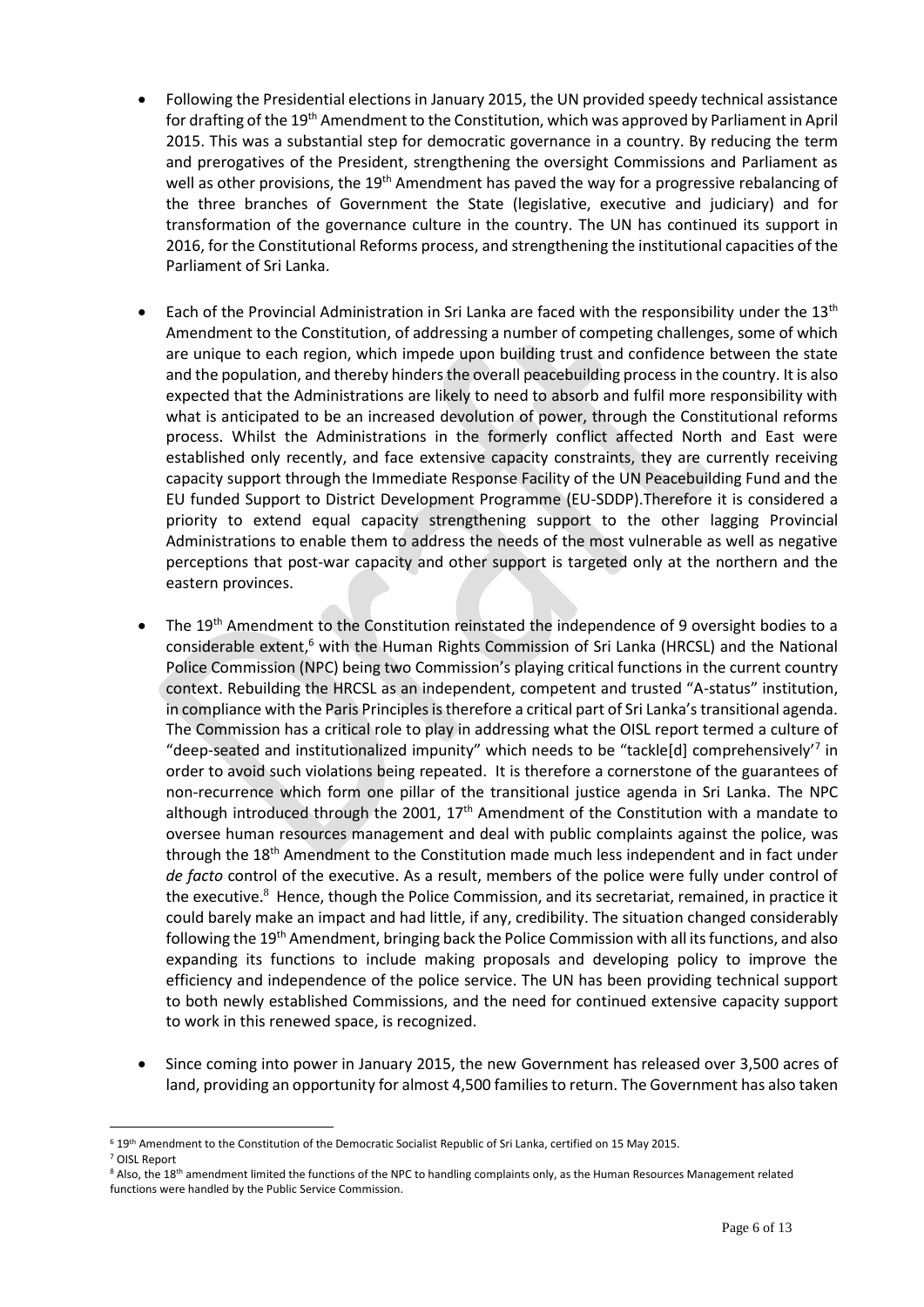- Following the Presidential elections in January 2015, the UN provided speedy technical assistance for drafting of the 19th Amendment to the Constitution, which was approved by Parliament in April 2015. This was a substantial step for democratic governance in a country. By reducing the term and prerogatives of the President, strengthening the oversight Commissions and Parliament as well as other provisions, the 19th Amendment has paved the way for a progressive rebalancing of the three branches of Government the State (legislative, executive and judiciary) and for transformation of the governance culture in the country. The UN has continued its support in 2016, for the Constitutional Reforms process, and strengthening the institutional capacities of the Parliament of Sri Lanka.

- Each of the Provincial Administration in Sri Lanka are faced with the responsibility under the 13th Amendment to the Constitution, of addressing a number of competing challenges, some of which are unique to each region, which impede upon building trust and confidence between the state and the population, and thereby hinders the overall peacebuilding process in the country. It is also expected that the Administrations are likely to need to absorb and fulfil more responsibility with what is anticipated to be an increased devolution of power, through the Constitutional reforms process. Whilst the Administrations in the formerly conflict affected North and East were established only recently, and face extensive capacity constraints, they are currently receiving capacity support through the Immediate Response Facility of the UN Peacebuilding Fund and the EU funded Support to District Development Programme (EU-SDDP).Therefore it is considered a priority to extend equal capacity strengthening support to the other lagging Provincial Administrations to enable them to address the needs of the most vulnerable as well as negative perceptions that post-war capacity and other support is targeted only at the northern and the eastern provinces.

- The 19th Amendment to the Constitution reinstated the independence of 9 oversight bodies to a considerable extent,[6] with the Human Rights Commission of Sri Lanka (HRCSL) and the National Police Commission (NPC) being two Commission's playing critical functions in the current country context. Rebuilding the HRCSL as an independent, competent and trusted "A-status" institution, in compliance with the Paris Principles is therefore a critical part of Sri Lanka's transitional agenda. The Commission has a critical role to play in addressing what the OISL report termed a culture of "deep-seated and institutionalized impunity" which needs to be "tackle[d] comprehensively'[7] in order to avoid such violations being repeated. It is therefore a cornerstone of the guarantees of non-recurrence which form one pillar of the transitional justice agenda in Sri Lanka. The NPC although introduced through the 2001, 17th Amendment of the Constitution with a mandate to oversee human resources management and deal with public complaints against the police, was through the 18th Amendment to the Constitution made much less independent and in fact under *de facto* control of the executive. As a result, members of the police were fully under control of the executive.[8] Hence, though the Police Commission, and its secretariat, remained, in practice it could barely make an impact and had little, if any, credibility. The situation changed considerably following the 19th Amendment, bringing back the Police Commission with all its functions, and also expanding its functions to include making proposals and developing policy to improve the efficiency and independence of the police service. The UN has been providing technical support to both newly established Commissions, and the need for continued extensive capacity support to work in this renewed space, is recognized.

- Since coming into power in January 2015, the new Government has released over 3,500 acres of land, providing an opportunity for almost 4,500 families to return. The Government has also taken

---

[6] 19th Amendment to the Constitution of the Democratic Socialist Republic of Sri Lanka, certified on 15 May 2015.

[7] OISL Report

[8] Also, the 18th amendment limited the functions of the NPC to handling complaints only, as the Human Resources Management related functions were handled by the Public Service Commission.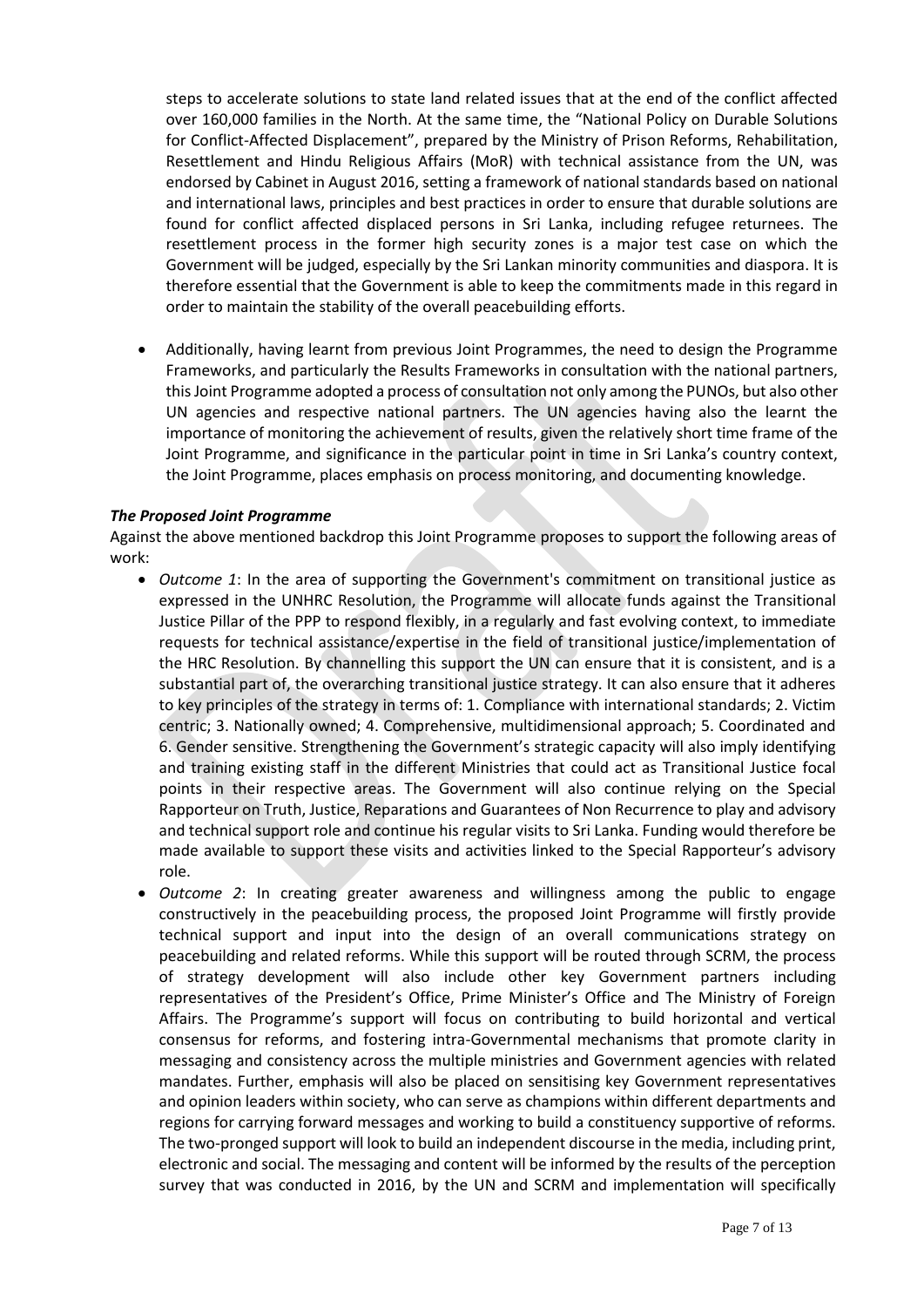steps to accelerate solutions to state land related issues that at the end of the conflict affected over 160,000 families in the North. At the same time, the "National Policy on Durable Solutions for Conflict-Affected Displacement", prepared by the Ministry of Prison Reforms, Rehabilitation, Resettlement and Hindu Religious Affairs (MoR) with technical assistance from the UN, was endorsed by Cabinet in August 2016, setting a framework of national standards based on national and international laws, principles and best practices in order to ensure that durable solutions are found for conflict affected displaced persons in Sri Lanka, including refugee returnees. The resettlement process in the former high security zones is a major test case on which the Government will be judged, especially by the Sri Lankan minority communities and diaspora. It is therefore essential that the Government is able to keep the commitments made in this regard in order to maintain the stability of the overall peacebuilding efforts.

- Additionally, having learnt from previous Joint Programmes, the need to design the Programme Frameworks, and particularly the Results Frameworks in consultation with the national partners, this Joint Programme adopted a process of consultation not only among the PUNOs, but also other UN agencies and respective national partners. The UN agencies having also the learnt the importance of monitoring the achievement of results, given the relatively short time frame of the Joint Programme, and significance in the particular point in time in Sri Lanka's country context, the Joint Programme, places emphasis on process monitoring, and documenting knowledge.

***The Proposed Joint Programme***

Against the above mentioned backdrop this Joint Programme proposes to support the following areas of work:

- *Outcome 1*: In the area of supporting the Government's commitment on transitional justice as expressed in the UNHRC Resolution, the Programme will allocate funds against the Transitional Justice Pillar of the PPP to respond flexibly, in a regularly and fast evolving context, to immediate requests for technical assistance/expertise in the field of transitional justice/implementation of the HRC Resolution. By channelling this support the UN can ensure that it is consistent, and is a substantial part of, the overarching transitional justice strategy. It can also ensure that it adheres to key principles of the strategy in terms of: 1. Compliance with international standards; 2. Victim centric; 3. Nationally owned; 4. Comprehensive, multidimensional approach; 5. Coordinated and 6. Gender sensitive. Strengthening the Government's strategic capacity will also imply identifying and training existing staff in the different Ministries that could act as Transitional Justice focal points in their respective areas. The Government will also continue relying on the Special Rapporteur on Truth, Justice, Reparations and Guarantees of Non Recurrence to play and advisory and technical support role and continue his regular visits to Sri Lanka. Funding would therefore be made available to support these visits and activities linked to the Special Rapporteur's advisory role.
- *Outcome 2*: In creating greater awareness and willingness among the public to engage constructively in the peacebuilding process, the proposed Joint Programme will firstly provide technical support and input into the design of an overall communications strategy on peacebuilding and related reforms. While this support will be routed through SCRM, the process of strategy development will also include other key Government partners including representatives of the President's Office, Prime Minister's Office and The Ministry of Foreign Affairs. The Programme's support will focus on contributing to build horizontal and vertical consensus for reforms, and fostering intra-Governmental mechanisms that promote clarity in messaging and consistency across the multiple ministries and Government agencies with related mandates. Further, emphasis will also be placed on sensitising key Government representatives and opinion leaders within society, who can serve as champions within different departments and regions for carrying forward messages and working to build a constituency supportive of reforms. The two-pronged support will look to build an independent discourse in the media, including print, electronic and social. The messaging and content will be informed by the results of the perception survey that was conducted in 2016, by the UN and SCRM and implementation will specifically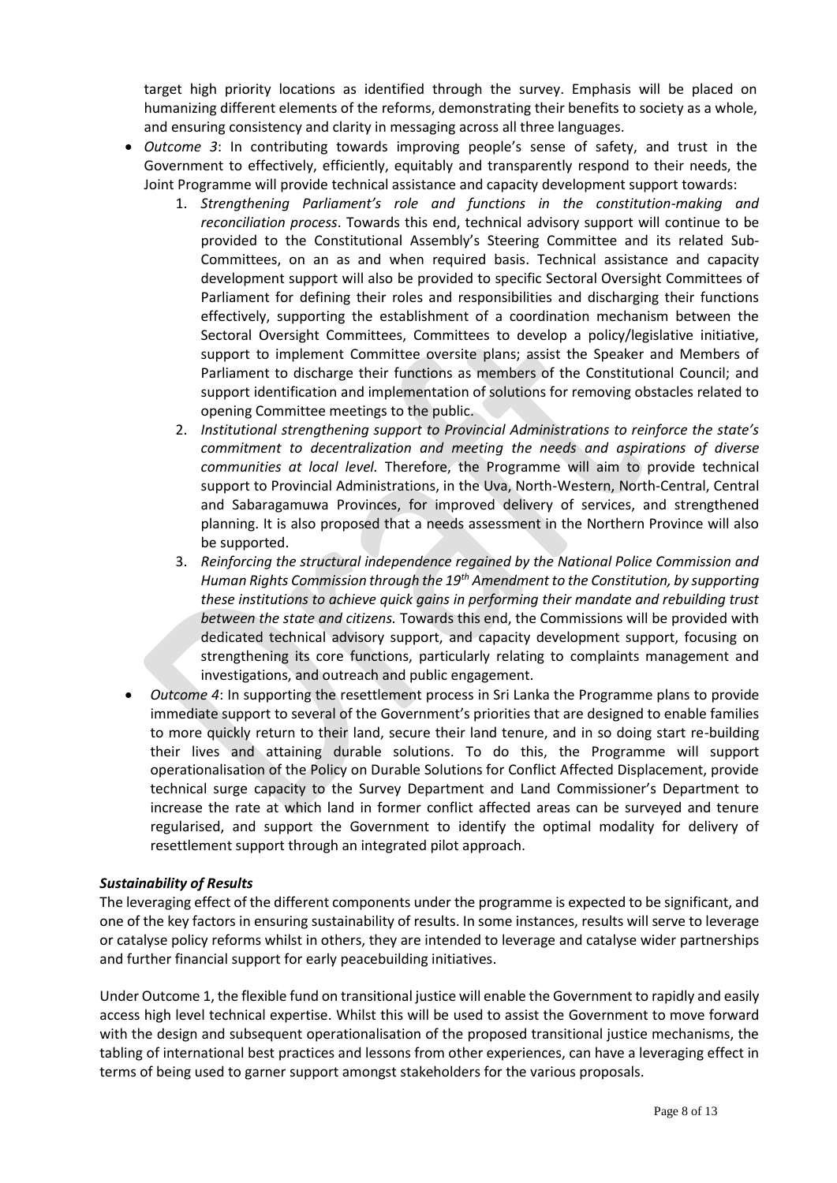target high priority locations as identified through the survey. Emphasis will be placed on humanizing different elements of the reforms, demonstrating their benefits to society as a whole, and ensuring consistency and clarity in messaging across all three languages.

- *Outcome 3*: In contributing towards improving people's sense of safety, and trust in the Government to effectively, efficiently, equitably and transparently respond to their needs, the Joint Programme will provide technical assistance and capacity development support towards:
    1. *Strengthening Parliament's role and functions in the constitution-making and reconciliation process*. Towards this end, technical advisory support will continue to be provided to the Constitutional Assembly's Steering Committee and its related Sub-Committees, on an as and when required basis. Technical assistance and capacity development support will also be provided to specific Sectoral Oversight Committees of Parliament for defining their roles and responsibilities and discharging their functions effectively, supporting the establishment of a coordination mechanism between the Sectoral Oversight Committees, Committees to develop a policy/legislative initiative, support to implement Committee oversite plans; assist the Speaker and Members of Parliament to discharge their functions as members of the Constitutional Council; and support identification and implementation of solutions for removing obstacles related to opening Committee meetings to the public.
    2. *Institutional strengthening support to Provincial Administrations to reinforce the state's commitment to decentralization and meeting the needs and aspirations of diverse communities at local level.* Therefore, the Programme will aim to provide technical support to Provincial Administrations, in the Uva, North-Western, North-Central, Central and Sabaragamuwa Provinces, for improved delivery of services, and strengthened planning. It is also proposed that a needs assessment in the Northern Province will also be supported.
    3. *Reinforcing the structural independence regained by the National Police Commission and Human Rights Commission through the 19th Amendment to the Constitution, by supporting these institutions to achieve quick gains in performing their mandate and rebuilding trust between the state and citizens.* Towards this end, the Commissions will be provided with dedicated technical advisory support, and capacity development support, focusing on strengthening its core functions, particularly relating to complaints management and investigations, and outreach and public engagement.
- *Outcome 4*: In supporting the resettlement process in Sri Lanka the Programme plans to provide immediate support to several of the Government's priorities that are designed to enable families to more quickly return to their land, secure their land tenure, and in so doing start re-building their lives and attaining durable solutions. To do this, the Programme will support operationalisation of the Policy on Durable Solutions for Conflict Affected Displacement, provide technical surge capacity to the Survey Department and Land Commissioner's Department to increase the rate at which land in former conflict affected areas can be surveyed and tenure regularised, and support the Government to identify the optimal modality for delivery of resettlement support through an integrated pilot approach.

***Sustainability of Results***

The leveraging effect of the different components under the programme is expected to be significant, and one of the key factors in ensuring sustainability of results. In some instances, results will serve to leverage or catalyse policy reforms whilst in others, they are intended to leverage and catalyse wider partnerships and further financial support for early peacebuilding initiatives.

Under Outcome 1, the flexible fund on transitional justice will enable the Government to rapidly and easily access high level technical expertise. Whilst this will be used to assist the Government to move forward with the design and subsequent operationalisation of the proposed transitional justice mechanisms, the tabling of international best practices and lessons from other experiences, can have a leveraging effect in terms of being used to garner support amongst stakeholders for the various proposals.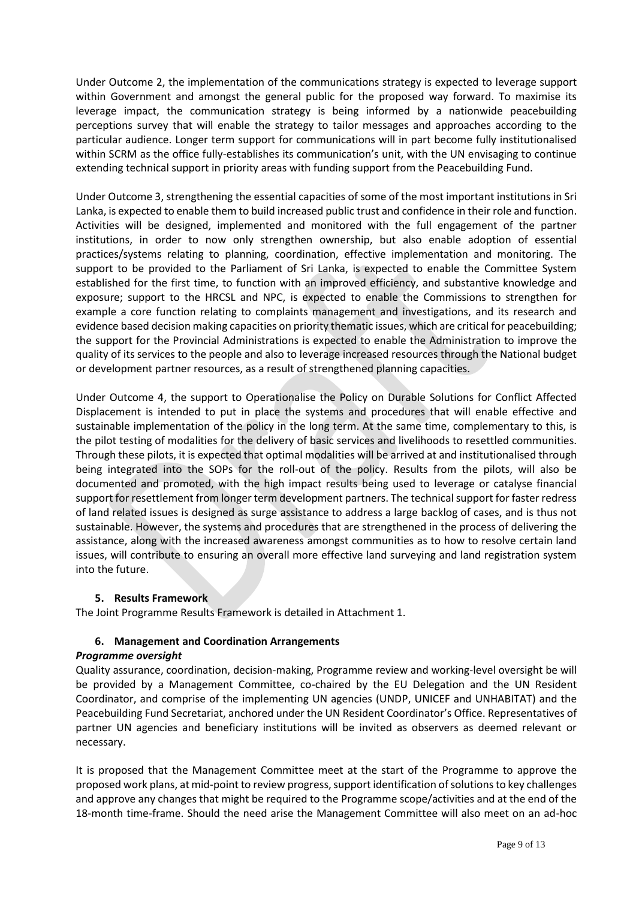Under Outcome 2, the implementation of the communications strategy is expected to leverage support within Government and amongst the general public for the proposed way forward. To maximise its leverage impact, the communication strategy is being informed by a nationwide peacebuilding perceptions survey that will enable the strategy to tailor messages and approaches according to the particular audience. Longer term support for communications will in part become fully institutionalised within SCRM as the office fully-establishes its communication's unit, with the UN envisaging to continue extending technical support in priority areas with funding support from the Peacebuilding Fund.

Under Outcome 3, strengthening the essential capacities of some of the most important institutions in Sri Lanka, is expected to enable them to build increased public trust and confidence in their role and function. Activities will be designed, implemented and monitored with the full engagement of the partner institutions, in order to now only strengthen ownership, but also enable adoption of essential practices/systems relating to planning, coordination, effective implementation and monitoring. The support to be provided to the Parliament of Sri Lanka, is expected to enable the Committee System established for the first time, to function with an improved efficiency, and substantive knowledge and exposure; support to the HRCSL and NPC, is expected to enable the Commissions to strengthen for example a core function relating to complaints management and investigations, and its research and evidence based decision making capacities on priority thematic issues, which are critical for peacebuilding; the support for the Provincial Administrations is expected to enable the Administration to improve the quality of its services to the people and also to leverage increased resources through the National budget or development partner resources, as a result of strengthened planning capacities.

Under Outcome 4, the support to Operationalise the Policy on Durable Solutions for Conflict Affected Displacement is intended to put in place the systems and procedures that will enable effective and sustainable implementation of the policy in the long term. At the same time, complementary to this, is the pilot testing of modalities for the delivery of basic services and livelihoods to resettled communities. Through these pilots, it is expected that optimal modalities will be arrived at and institutionalised through being integrated into the SOPs for the roll-out of the policy. Results from the pilots, will also be documented and promoted, with the high impact results being used to leverage or catalyse financial support for resettlement from longer term development partners. The technical support for faster redress of land related issues is designed as surge assistance to address a large backlog of cases, and is thus not sustainable. However, the systems and procedures that are strengthened in the process of delivering the assistance, along with the increased awareness amongst communities as to how to resolve certain land issues, will contribute to ensuring an overall more effective land surveying and land registration system into the future.

## 5. Results Framework

The Joint Programme Results Framework is detailed in Attachment 1.

## 6. Management and Coordination Arrangements

***Programme oversight***

Quality assurance, coordination, decision-making, Programme review and working-level oversight be will be provided by a Management Committee, co-chaired by the EU Delegation and the UN Resident Coordinator, and comprise of the implementing UN agencies (UNDP, UNICEF and UNHABITAT) and the Peacebuilding Fund Secretariat, anchored under the UN Resident Coordinator's Office. Representatives of partner UN agencies and beneficiary institutions will be invited as observers as deemed relevant or necessary.

It is proposed that the Management Committee meet at the start of the Programme to approve the proposed work plans, at mid-point to review progress, support identification of solutions to key challenges and approve any changes that might be required to the Programme scope/activities and at the end of the 18-month time-frame. Should the need arise the Management Committee will also meet on an ad-hoc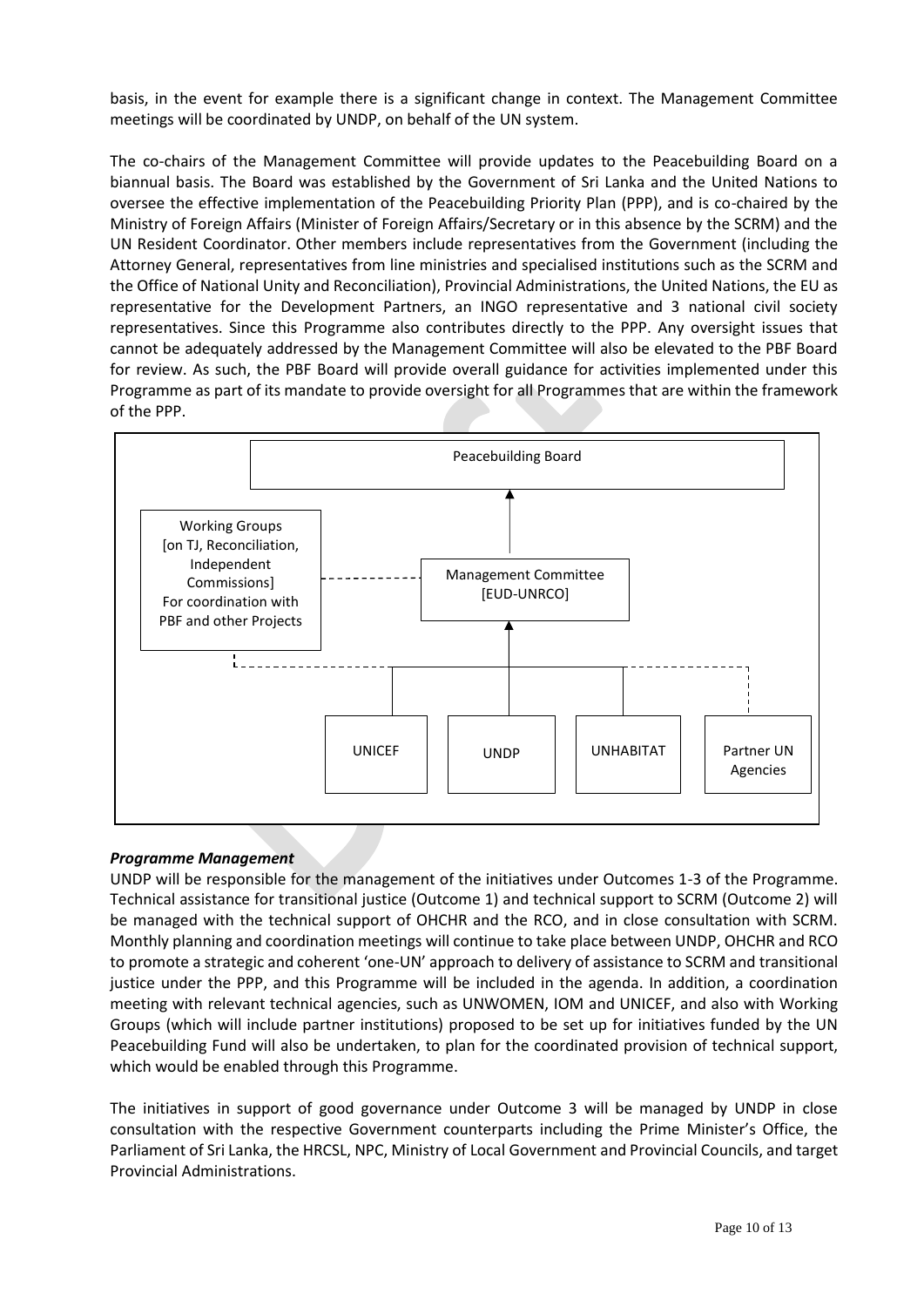basis, in the event for example there is a significant change in context. The Management Committee meetings will be coordinated by UNDP, on behalf of the UN system.

The co-chairs of the Management Committee will provide updates to the Peacebuilding Board on a biannual basis. The Board was established by the Government of Sri Lanka and the United Nations to oversee the effective implementation of the Peacebuilding Priority Plan (PPP), and is co-chaired by the Ministry of Foreign Affairs (Minister of Foreign Affairs/Secretary or in this absence by the SCRM) and the UN Resident Coordinator. Other members include representatives from the Government (including the Attorney General, representatives from line ministries and specialised institutions such as the SCRM and the Office of National Unity and Reconciliation), Provincial Administrations, the United Nations, the EU as representative for the Development Partners, an INGO representative and 3 national civil society representatives. Since this Programme also contributes directly to the PPP. Any oversight issues that cannot be adequately addressed by the Management Committee will also be elevated to the PBF Board for review. As such, the PBF Board will provide overall guidance for activities implemented under this Programme as part of its mandate to provide oversight for all Programmes that are within the framework of the PPP.

Peacebuilding Board

Working Groups [on TJ, Reconciliation, Independent Commissions] For coordination with PBF and other Projects

Management Committee [EUD-UNRCO]

UNICEF | UNDP | UNHABITAT | Partner UN Agencies

***Programme Management***

UNDP will be responsible for the management of the initiatives under Outcomes 1-3 of the Programme. Technical assistance for transitional justice (Outcome 1) and technical support to SCRM (Outcome 2) will be managed with the technical support of OHCHR and the RCO, and in close consultation with SCRM. Monthly planning and coordination meetings will continue to take place between UNDP, OHCHR and RCO to promote a strategic and coherent 'one-UN' approach to delivery of assistance to SCRM and transitional justice under the PPP, and this Programme will be included in the agenda. In addition, a coordination meeting with relevant technical agencies, such as UNWOMEN, IOM and UNICEF, and also with Working Groups (which will include partner institutions) proposed to be set up for initiatives funded by the UN Peacebuilding Fund will also be undertaken, to plan for the coordinated provision of technical support, which would be enabled through this Programme.

The initiatives in support of good governance under Outcome 3 will be managed by UNDP in close consultation with the respective Government counterparts including the Prime Minister's Office, the Parliament of Sri Lanka, the HRCSL, NPC, Ministry of Local Government and Provincial Councils, and target Provincial Administrations.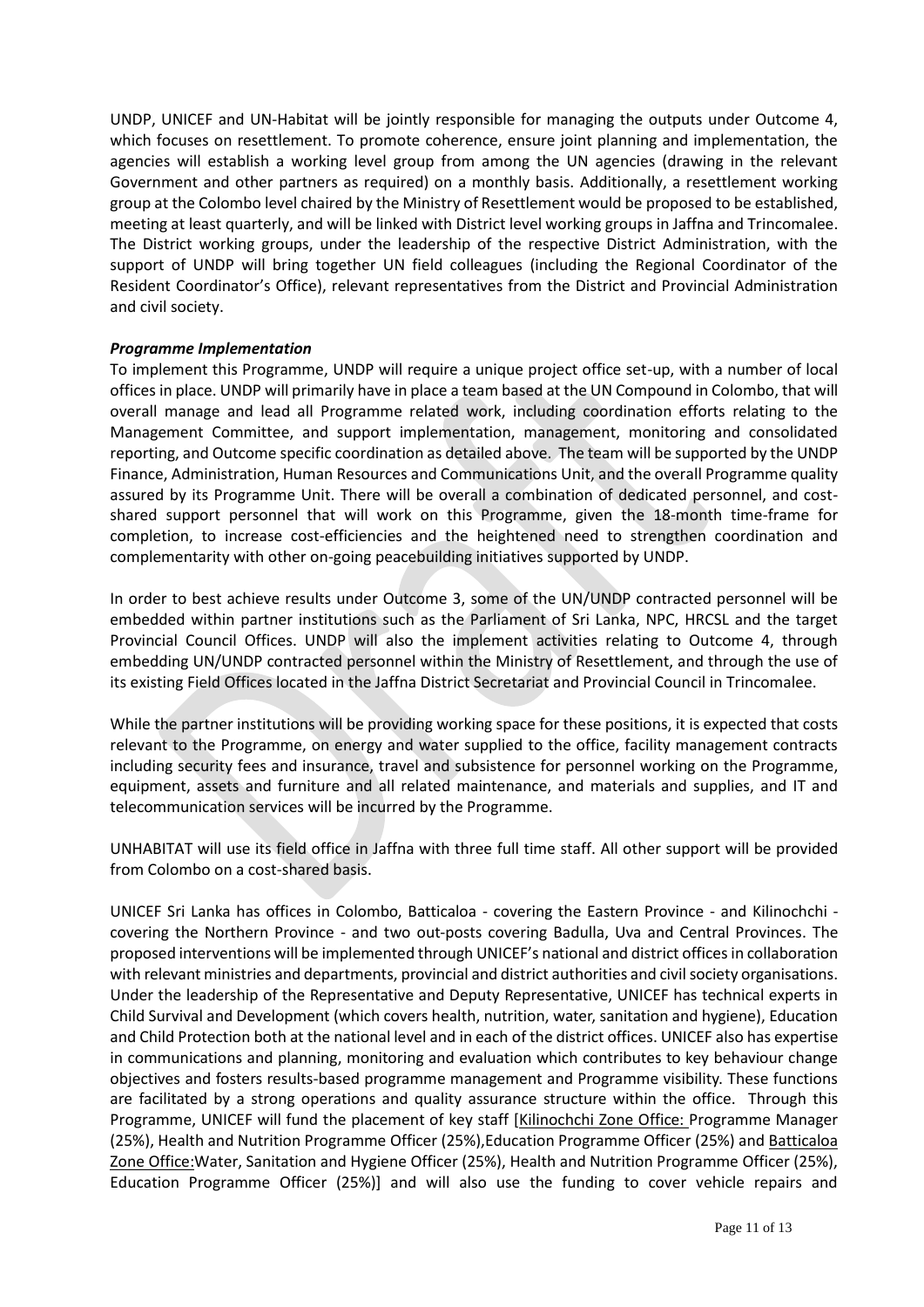UNDP, UNICEF and UN-Habitat will be jointly responsible for managing the outputs under Outcome 4, which focuses on resettlement. To promote coherence, ensure joint planning and implementation, the agencies will establish a working level group from among the UN agencies (drawing in the relevant Government and other partners as required) on a monthly basis. Additionally, a resettlement working group at the Colombo level chaired by the Ministry of Resettlement would be proposed to be established, meeting at least quarterly, and will be linked with District level working groups in Jaffna and Trincomalee. The District working groups, under the leadership of the respective District Administration, with the support of UNDP will bring together UN field colleagues (including the Regional Coordinator of the Resident Coordinator's Office), relevant representatives from the District and Provincial Administration and civil society.

***Programme Implementation***

To implement this Programme, UNDP will require a unique project office set-up, with a number of local offices in place. UNDP will primarily have in place a team based at the UN Compound in Colombo, that will overall manage and lead all Programme related work, including coordination efforts relating to the Management Committee, and support implementation, management, monitoring and consolidated reporting, and Outcome specific coordination as detailed above. The team will be supported by the UNDP Finance, Administration, Human Resources and Communications Unit, and the overall Programme quality assured by its Programme Unit. There will be overall a combination of dedicated personnel, and cost-shared support personnel that will work on this Programme, given the 18-month time-frame for completion, to increase cost-efficiencies and the heightened need to strengthen coordination and complementarity with other on-going peacebuilding initiatives supported by UNDP.

In order to best achieve results under Outcome 3, some of the UN/UNDP contracted personnel will be embedded within partner institutions such as the Parliament of Sri Lanka, NPC, HRCSL and the target Provincial Council Offices. UNDP will also the implement activities relating to Outcome 4, through embedding UN/UNDP contracted personnel within the Ministry of Resettlement, and through the use of its existing Field Offices located in the Jaffna District Secretariat and Provincial Council in Trincomalee.

While the partner institutions will be providing working space for these positions, it is expected that costs relevant to the Programme, on energy and water supplied to the office, facility management contracts including security fees and insurance, travel and subsistence for personnel working on the Programme, equipment, assets and furniture and all related maintenance, and materials and supplies, and IT and telecommunication services will be incurred by the Programme.

UNHABITAT will use its field office in Jaffna with three full time staff. All other support will be provided from Colombo on a cost-shared basis.

UNICEF Sri Lanka has offices in Colombo, Batticaloa - covering the Eastern Province - and Kilinochchi - covering the Northern Province - and two out-posts covering Badulla, Uva and Central Provinces. The proposed interventions will be implemented through UNICEF's national and district offices in collaboration with relevant ministries and departments, provincial and district authorities and civil society organisations. Under the leadership of the Representative and Deputy Representative, UNICEF has technical experts in Child Survival and Development (which covers health, nutrition, water, sanitation and hygiene), Education and Child Protection both at the national level and in each of the district offices. UNICEF also has expertise in communications and planning, monitoring and evaluation which contributes to key behaviour change objectives and fosters results-based programme management and Programme visibility. These functions are facilitated by a strong operations and quality assurance structure within the office. Through this Programme, UNICEF will fund the placement of key staff [Kilinochchi Zone Office: Programme Manager (25%), Health and Nutrition Programme Officer (25%),Education Programme Officer (25%) and Batticaloa Zone Office:Water, Sanitation and Hygiene Officer (25%), Health and Nutrition Programme Officer (25%), Education Programme Officer (25%)] and will also use the funding to cover vehicle repairs and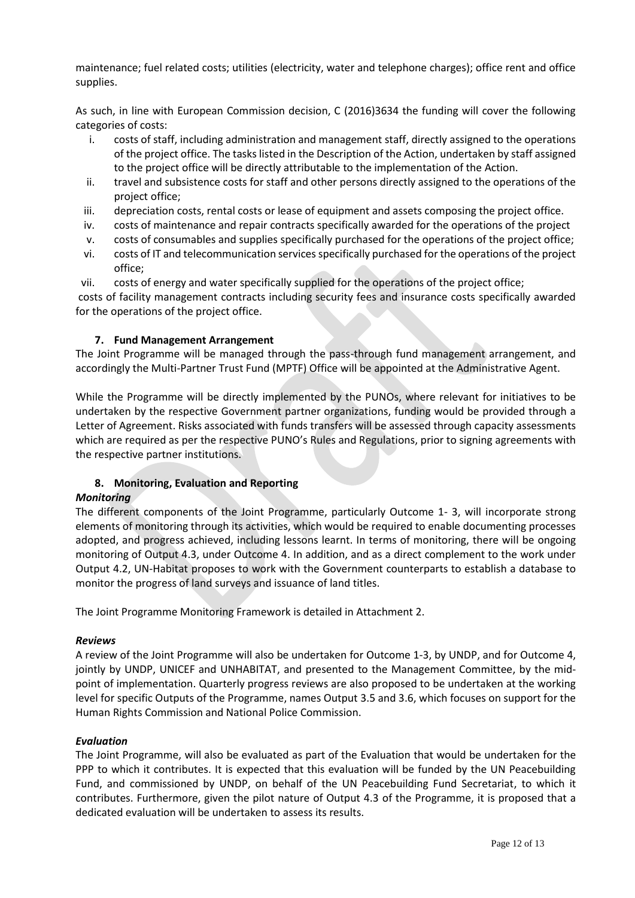maintenance; fuel related costs; utilities (electricity, water and telephone charges); office rent and office supplies.

As such, in line with European Commission decision, C (2016)3634 the funding will cover the following categories of costs:

i. costs of staff, including administration and management staff, directly assigned to the operations of the project office. The tasks listed in the Description of the Action, undertaken by staff assigned to the project office will be directly attributable to the implementation of the Action.
ii. travel and subsistence costs for staff and other persons directly assigned to the operations of the project office;
iii. depreciation costs, rental costs or lease of equipment and assets composing the project office.
iv. costs of maintenance and repair contracts specifically awarded for the operations of the project
v. costs of consumables and supplies specifically purchased for the operations of the project office;
vi. costs of IT and telecommunication services specifically purchased for the operations of the project office;
vii. costs of energy and water specifically supplied for the operations of the project office;

costs of facility management contracts including security fees and insurance costs specifically awarded for the operations of the project office.

## 7. Fund Management Arrangement

The Joint Programme will be managed through the pass-through fund management arrangement, and accordingly the Multi-Partner Trust Fund (MPTF) Office will be appointed at the Administrative Agent.

While the Programme will be directly implemented by the PUNOs, where relevant for initiatives to be undertaken by the respective Government partner organizations, funding would be provided through a Letter of Agreement. Risks associated with funds transfers will be assessed through capacity assessments which are required as per the respective PUNO's Rules and Regulations, prior to signing agreements with the respective partner institutions.

## 8. Monitoring, Evaluation and Reporting

### *Monitoring*

The different components of the Joint Programme, particularly Outcome 1- 3, will incorporate strong elements of monitoring through its activities, which would be required to enable documenting processes adopted, and progress achieved, including lessons learnt. In terms of monitoring, there will be ongoing monitoring of Output 4.3, under Outcome 4. In addition, and as a direct complement to the work under Output 4.2, UN-Habitat proposes to work with the Government counterparts to establish a database to monitor the progress of land surveys and issuance of land titles.

The Joint Programme Monitoring Framework is detailed in Attachment 2.

### *Reviews*

A review of the Joint Programme will also be undertaken for Outcome 1-3, by UNDP, and for Outcome 4, jointly by UNDP, UNICEF and UNHABITAT, and presented to the Management Committee, by the mid-point of implementation. Quarterly progress reviews are also proposed to be undertaken at the working level for specific Outputs of the Programme, names Output 3.5 and 3.6, which focuses on support for the Human Rights Commission and National Police Commission.

### *Evaluation*

The Joint Programme, will also be evaluated as part of the Evaluation that would be undertaken for the PPP to which it contributes. It is expected that this evaluation will be funded by the UN Peacebuilding Fund, and commissioned by UNDP, on behalf of the UN Peacebuilding Fund Secretariat, to which it contributes. Furthermore, given the pilot nature of Output 4.3 of the Programme, it is proposed that a dedicated evaluation will be undertaken to assess its results.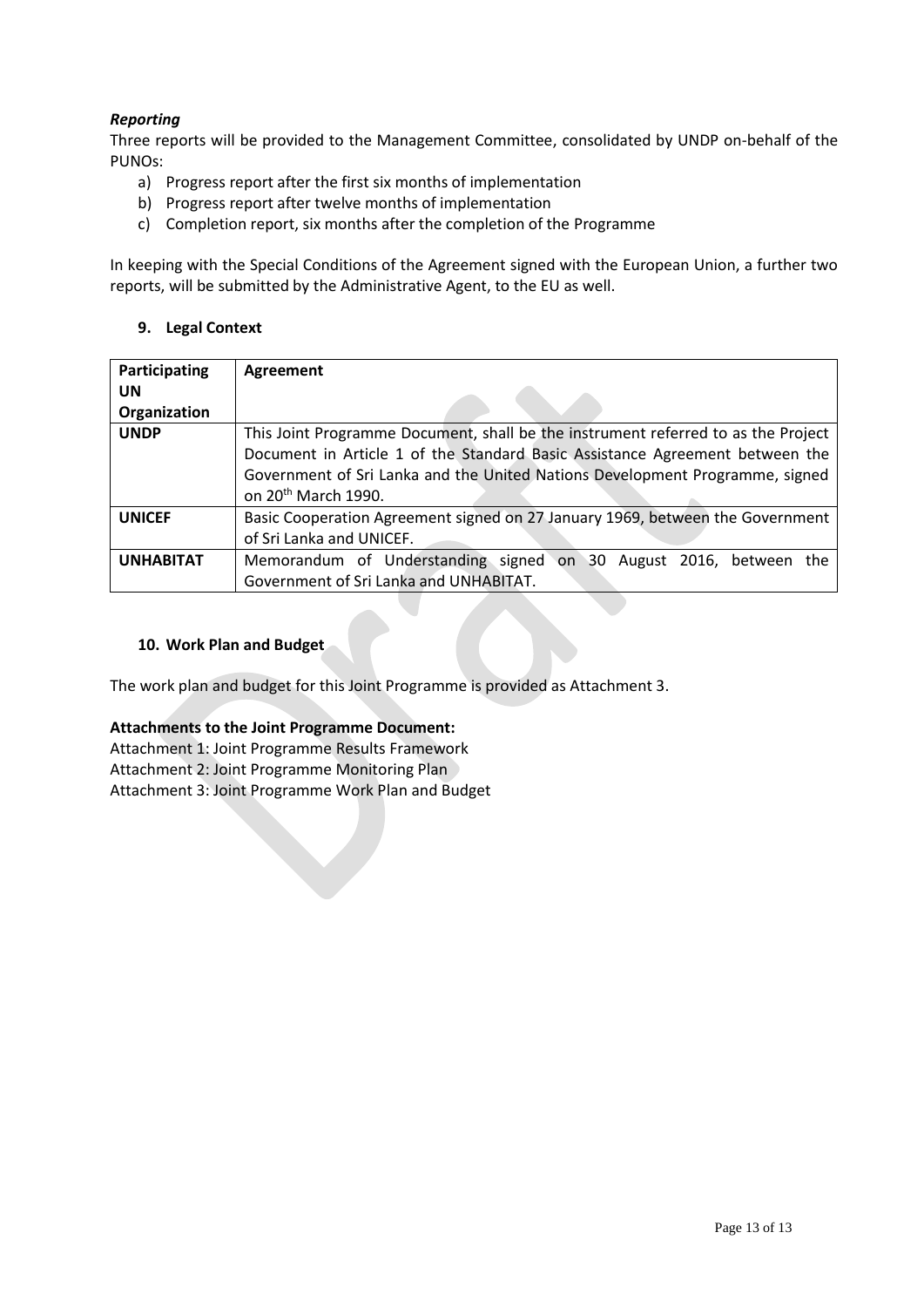### *Reporting*

Three reports will be provided to the Management Committee, consolidated by UNDP on-behalf of the PUNOs:

a) Progress report after the first six months of implementation
b) Progress report after twelve months of implementation
c) Completion report, six months after the completion of the Programme

In keeping with the Special Conditions of the Agreement signed with the European Union, a further two reports, will be submitted by the Administrative Agent, to the EU as well.

## 9. Legal Context

| Participating UN Organization | Agreement |
|---|---|
| **UNDP** | This Joint Programme Document, shall be the instrument referred to as the Project Document in Article 1 of the Standard Basic Assistance Agreement between the Government of Sri Lanka and the United Nations Development Programme, signed on 20th March 1990. |
| **UNICEF** | Basic Cooperation Agreement signed on 27 January 1969, between the Government of Sri Lanka and UNICEF. |
| **UNHABITAT** | Memorandum of Understanding signed on 30 August 2016, between the Government of Sri Lanka and UNHABITAT. |

## 10. Work Plan and Budget

The work plan and budget for this Joint Programme is provided as Attachment 3.

**Attachments to the Joint Programme Document:**

Attachment 1: Joint Programme Results Framework
Attachment 2: Joint Programme Monitoring Plan
Attachment 3: Joint Programme Work Plan and Budget